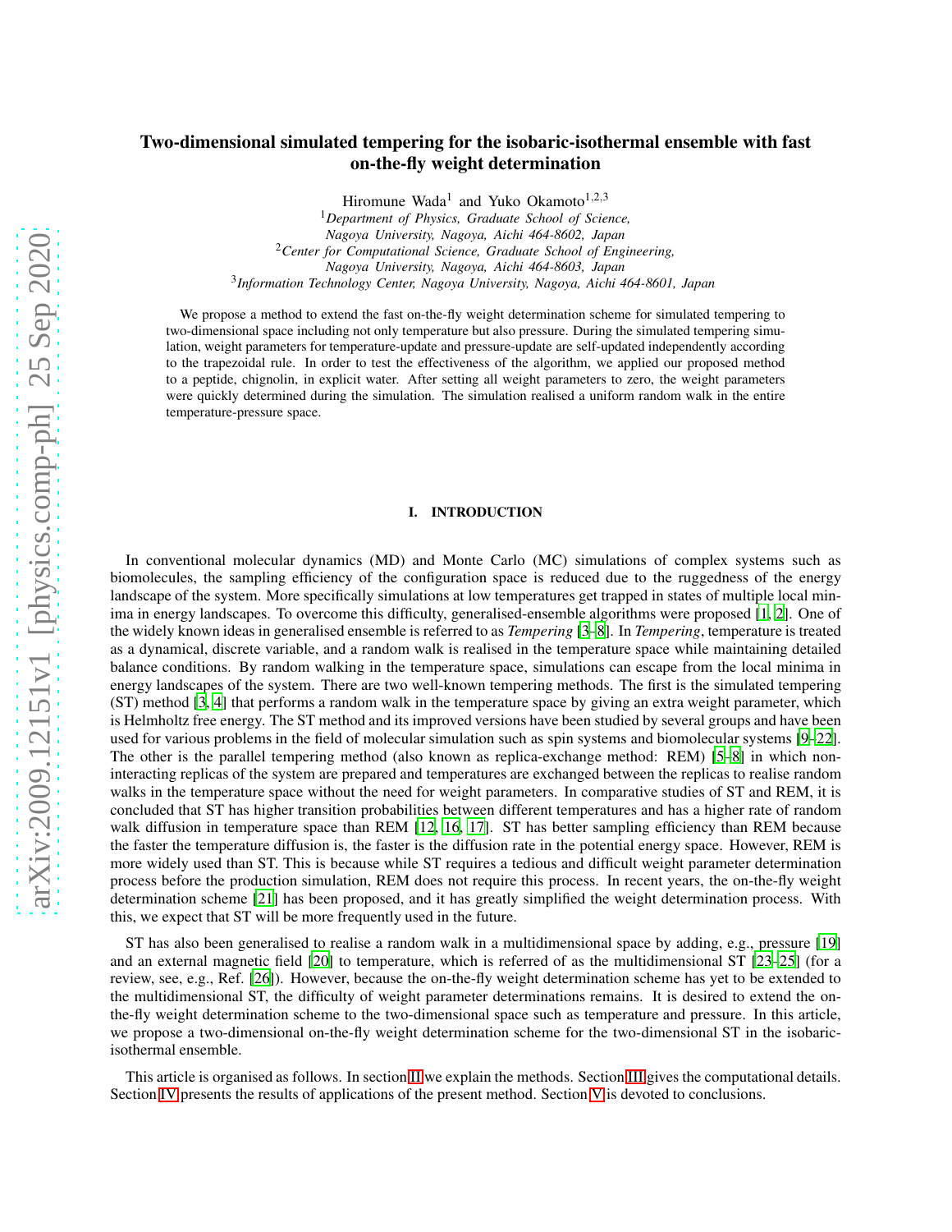# Two-dimensional simulated tempering for the isobaric-isothermal ensemble with fast on-the-fly weight determination

Hiromune Wada[1] and Yuko Okamoto[1,2,3]

[1] *Department of Physics, Graduate School of Science, Nagoya University, Nagoya, Aichi 464-8602, Japan*

[2] *Center for Computational Science, Graduate School of Engineering, Nagoya University, Nagoya, Aichi 464-8603, Japan*

[3] *Information Technology Center, Nagoya University, Nagoya, Aichi 464-8601, Japan*

We propose a method to extend the fast on-the-fly weight determination scheme for simulated tempering to two-dimensional space including not only temperature but also pressure. During the simulated tempering simulation, weight parameters for temperature-update and pressure-update are self-updated independently according to the trapezoidal rule. In order to test the effectiveness of the algorithm, we applied our proposed method to a peptide, chignolin, in explicit water. After setting all weight parameters to zero, the weight parameters were quickly determined during the simulation. The simulation realised a uniform random walk in the entire temperature-pressure space.

## I. INTRODUCTION

In conventional molecular dynamics (MD) and Monte Carlo (MC) simulations of complex systems such as biomolecules, the sampling efficiency of the configuration space is reduced due to the ruggedness of the energy landscape of the system. More specifically simulations at low temperatures get trapped in states of multiple local minima in energy landscapes. To overcome this difficulty, generalised-ensemble algorithms were proposed [1, 2]. One of the widely known ideas in generalised ensemble is referred to as *Tempering* [3–8]. In *Tempering*, temperature is treated as a dynamical, discrete variable, and a random walk is realised in the temperature space while maintaining detailed balance conditions. By random walking in the temperature space, simulations can escape from the local minima in energy landscapes of the system. There are two well-known tempering methods. The first is the simulated tempering (ST) method [3, 4] that performs a random walk in the temperature space by giving an extra weight parameter, which is Helmholtz free energy. The ST method and its improved versions have been studied by several groups and have been used for various problems in the field of molecular simulation such as spin systems and biomolecular systems [9–22]. The other is the parallel tempering method (also known as replica-exchange method: REM) [5–8] in which non-interacting replicas of the system are prepared and temperatures are exchanged between the replicas to realise random walks in the temperature space without the need for weight parameters. In comparative studies of ST and REM, it is concluded that ST has higher transition probabilities between different temperatures and has a higher rate of random walk diffusion in temperature space than REM [12, 16, 17]. ST has better sampling efficiency than REM because the faster the temperature diffusion is, the faster is the diffusion rate in the potential energy space. However, REM is more widely used than ST. This is because while ST requires a tedious and difficult weight parameter determination process before the production simulation, REM does not require this process. In recent years, the on-the-fly weight determination scheme [21] has been proposed, and it has greatly simplified the weight determination process. With this, we expect that ST will be more frequently used in the future.

ST has also been generalised to realise a random walk in a multidimensional space by adding, e.g., pressure [19] and an external magnetic field [20] to temperature, which is referred of as the multidimensional ST [23–25] (for a review, see, e.g., Ref. [26]). However, because the on-the-fly weight determination scheme has yet to be extended to the multidimensional ST, the difficulty of weight parameter determinations remains. It is desired to extend the on-the-fly weight determination scheme to the two-dimensional space such as temperature and pressure. In this article, we propose a two-dimensional on-the-fly weight determination scheme for the two-dimensional ST in the isobaric-isothermal ensemble.

This article is organised as follows. In section II we explain the methods. Section III gives the computational details. Section IV presents the results of applications of the present method. Section V is devoted to conclusions.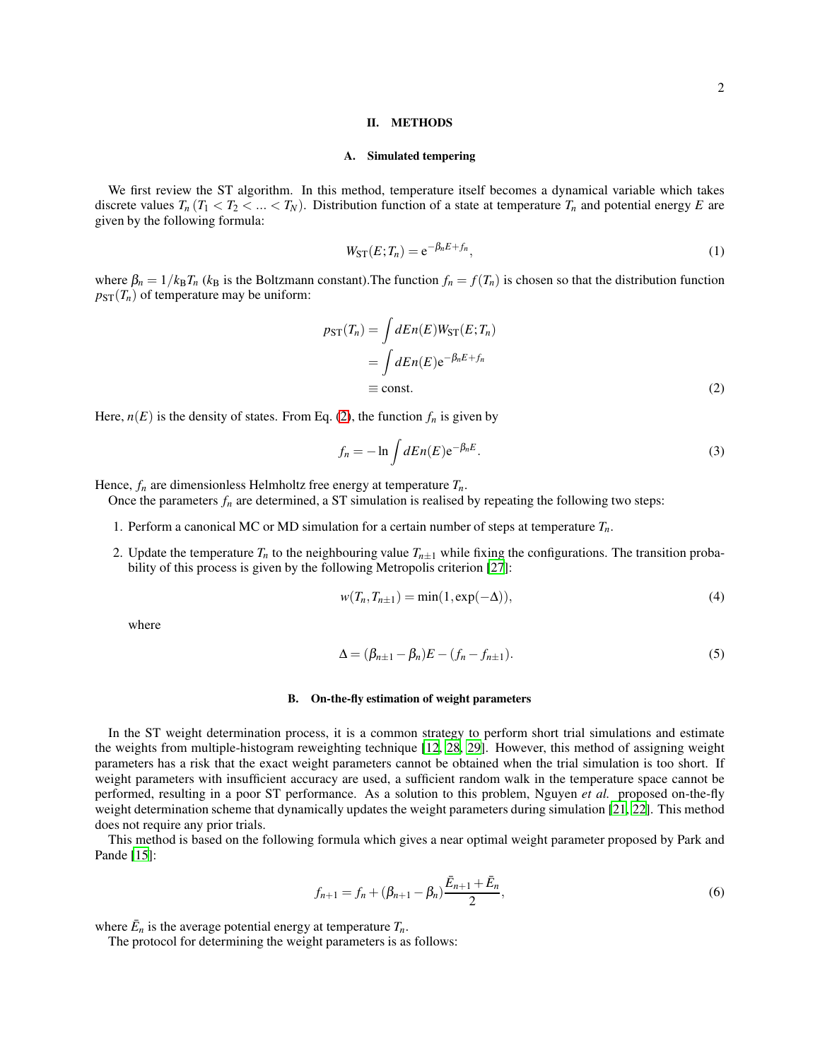## II. METHODS

### A. Simulated tempering

We first review the ST algorithm. In this method, temperature itself becomes a dynamical variable which takes discrete values $T_n$ ($T_1 < T_2 < ... < T_N$). Distribution function of a state at temperature $T_n$ and potential energy $E$ are given by the following formula:

$$W_{\mathrm{ST}}(E;T_n) = \mathrm{e}^{-\beta_n E + f_n}, \tag{1}$$

where $\beta_n = 1/k_{\mathrm{B}}T_n$ ($k_{\mathrm{B}}$ is the Boltzmann constant).The function $f_n = f(T_n)$ is chosen so that the distribution function $p_{\mathrm{ST}}(T_n)$ of temperature may be uniform:

$$\begin{aligned} p_{\mathrm{ST}}(T_n) &= \int dEn(E) W_{\mathrm{ST}}(E;T_n) \\ &= \int dEn(E) \mathrm{e}^{-\beta_n E + f_n} \\ &\equiv \text{const.} \end{aligned} \tag{2}$$

Here, $n(E)$ is the density of states. From Eq. (2), the function $f_n$ is given by

$$f_n = -\ln \int dEn(E) \mathrm{e}^{-\beta_n E}. \tag{3}$$

Hence, $f_n$ are dimensionless Helmholtz free energy at temperature $T_n$.

Once the parameters $f_n$ are determined, a ST simulation is realised by repeating the following two steps:

1. Perform a canonical MC or MD simulation for a certain number of steps at temperature $T_n$.
2. Update the temperature $T_n$ to the neighbouring value $T_{n\pm1}$ while fixing the configurations. The transition probability of this process is given by the following Metropolis criterion [27]:

$$w(T_n, T_{n\pm1}) = \min(1, \exp(-\Delta)), \tag{4}$$

where

$$\Delta = (\beta_{n\pm1} - \beta_n)E - (f_n - f_{n\pm1}). \tag{5}$$

### B. On-the-fly estimation of weight parameters

In the ST weight determination process, it is a common strategy to perform short trial simulations and estimate the weights from multiple-histogram reweighting technique [12, 28, 29]. However, this method of assigning weight parameters has a risk that the exact weight parameters cannot be obtained when the trial simulation is too short. If weight parameters with insufficient accuracy are used, a sufficient random walk in the temperature space cannot be performed, resulting in a poor ST performance. As a solution to this problem, Nguyen *et al.* proposed on-the-fly weight determination scheme that dynamically updates the weight parameters during simulation [21, 22]. This method does not require any prior trials.

This method is based on the following formula which gives a near optimal weight parameter proposed by Park and Pande [15]:

$$f_{n+1} = f_n + (\beta_{n+1} - \beta_n)\frac{\bar{E}_{n+1} + \bar{E}_n}{2}, \tag{6}$$

where $\bar{E}_n$ is the average potential energy at temperature $T_n$.

The protocol for determining the weight parameters is as follows: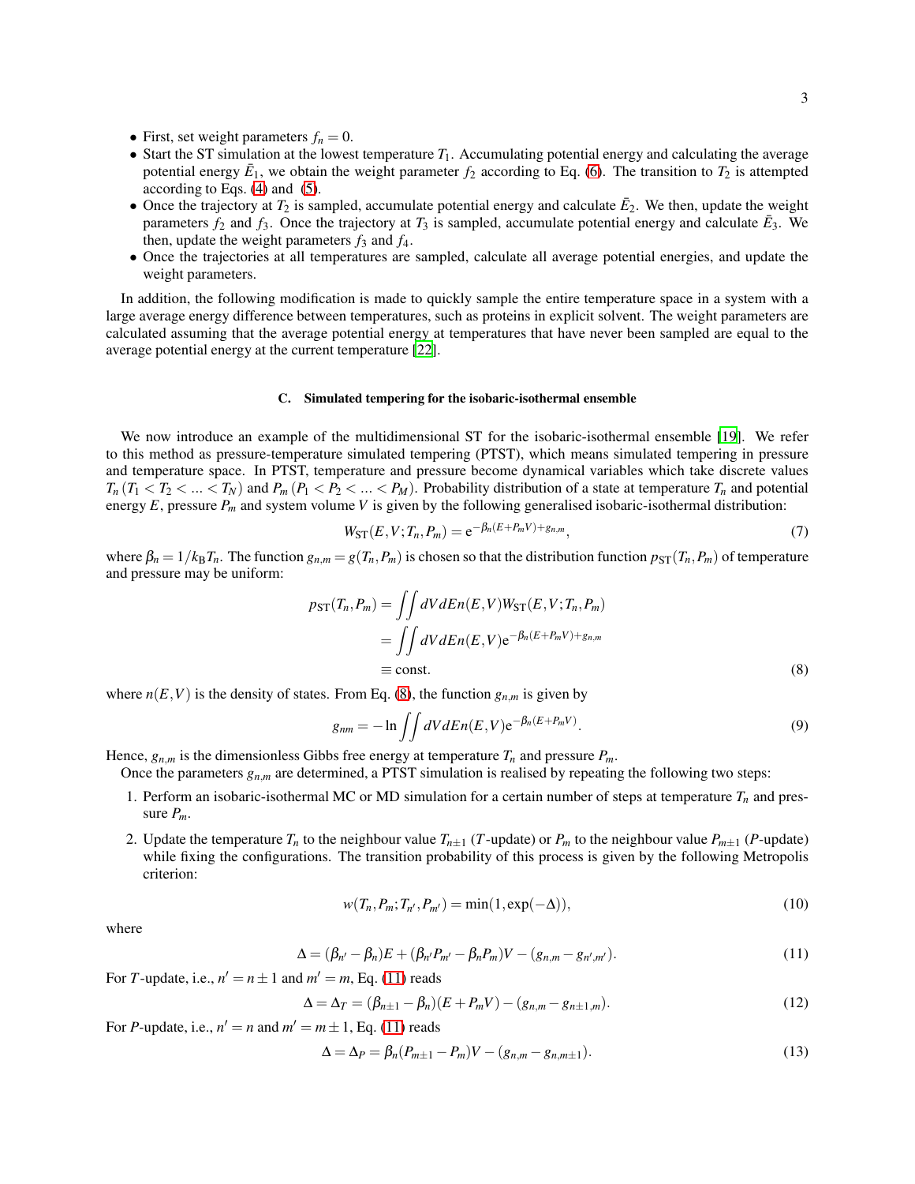- First, set weight parameters $f_n = 0$.
- Start the ST simulation at the lowest temperature $T_1$. Accumulating potential energy and calculating the average potential energy $\bar{E}_1$, we obtain the weight parameter $f_2$ according to Eq. (6). The transition to $T_2$ is attempted according to Eqs. (4) and (5).
- Once the trajectory at $T_2$ is sampled, accumulate potential energy and calculate $\bar{E}_2$. We then, update the weight parameters $f_2$ and $f_3$. Once the trajectory at $T_3$ is sampled, accumulate potential energy and calculate $\bar{E}_3$. We then, update the weight parameters $f_3$ and $f_4$.
- Once the trajectories at all temperatures are sampled, calculate all average potential energies, and update the weight parameters.

In addition, the following modification is made to quickly sample the entire temperature space in a system with a large average energy difference between temperatures, such as proteins in explicit solvent. The weight parameters are calculated assuming that the average potential energy at temperatures that have never been sampled are equal to the average potential energy at the current temperature [22].

### C. Simulated tempering for the isobaric-isothermal ensemble

We now introduce an example of the multidimensional ST for the isobaric-isothermal ensemble [19]. We refer to this method as pressure-temperature simulated tempering (PTST), which means simulated tempering in pressure and temperature space. In PTST, temperature and pressure become dynamical variables which take discrete values $T_n$ ($T_1 < T_2 < ... < T_N$) and $P_m$ ($P_1 < P_2 < ... < P_M$). Probability distribution of a state at temperature $T_n$ and potential energy $E$, pressure $P_m$ and system volume $V$ is given by the following generalised isobaric-isothermal distribution:

$$W_{\mathrm{ST}}(E,V;T_n,P_m) = \mathrm{e}^{-\beta_n(E+P_mV)+g_{n,m}}, \tag{7}$$

where $\beta_n = 1/k_{\mathrm{B}}T_n$. The function $g_{n,m} = g(T_n,P_m)$ is chosen so that the distribution function $p_{\mathrm{ST}}(T_n,P_m)$ of temperature and pressure may be uniform:

$$\begin{aligned} p_{\mathrm{ST}}(T_n,P_m) &= \iint dVdEn(E,V)W_{\mathrm{ST}}(E,V;T_n,P_m) \\ &= \iint dVdEn(E,V)\mathrm{e}^{-\beta_n(E+P_mV)+g_{n,m}} \\ &\equiv \mathrm{const.} \end{aligned} \tag{8}$$

where $n(E,V)$ is the density of states. From Eq. (8), the function $g_{n,m}$ is given by

$$g_{nm} = -\ln \iint dVdEn(E,V)\mathrm{e}^{-\beta_n(E+P_mV)}. \tag{9}$$

Hence, $g_{n,m}$ is the dimensionless Gibbs free energy at temperature $T_n$ and pressure $P_m$.

Once the parameters $g_{n,m}$ are determined, a PTST simulation is realised by repeating the following two steps:

1. Perform an isobaric-isothermal MC or MD simulation for a certain number of steps at temperature $T_n$ and pressure $P_m$.
2. Update the temperature $T_n$ to the neighbour value $T_{n\pm1}$ ($T$-update) or $P_m$ to the neighbour value $P_{m\pm1}$ ($P$-update) while fixing the configurations. The transition probability of this process is given by the following Metropolis criterion:

$$w(T_n,P_m;T_{n'},P_{m'}) = \min(1,\exp(-\Delta)), \tag{10}$$

where

$$\Delta = (\beta_{n'} - \beta_n)E + (\beta_{n'}P_{m'} - \beta_nP_m)V - (g_{n,m} - g_{n',m'}). \tag{11}$$

For $T$-update, i.e., $n' = n \pm 1$ and $m' = m$, Eq. (11) reads

$$\Delta = \Delta_T = (\beta_{n\pm1} - \beta_n)(E + P_mV) - (g_{n,m} - g_{n\pm1,m}). \tag{12}$$

For $P$-update, i.e., $n' = n$ and $m' = m \pm 1$, Eq. (11) reads

$$\Delta = \Delta_P = \beta_n(P_{m\pm1} - P_m)V - (g_{n,m} - g_{n,m\pm1}). \tag{13}$$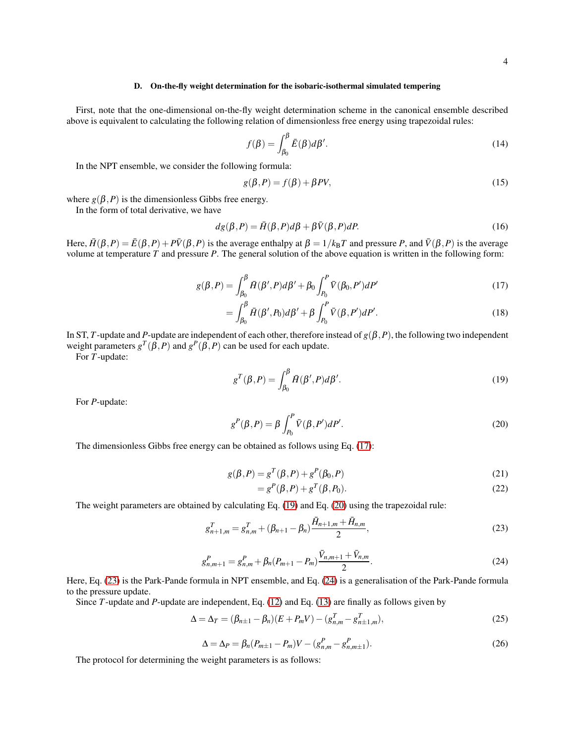### D. On-the-fly weight determination for the isobaric-isothermal simulated tempering

First, note that the one-dimensional on-the-fly weight determination scheme in the canonical ensemble described above is equivalent to calculating the following relation of dimensionless free energy using trapezoidal rules:

$$f(\beta) = \int_{\beta_0}^{\beta} \bar{E}(\beta) d\beta'. \tag{14}$$

In the NPT ensemble, we consider the following formula:

$$g(\beta, P) = f(\beta) + \beta PV, \tag{15}$$

where $g(\beta, P)$ is the dimensionless Gibbs free energy.

In the form of total derivative, we have

$$dg(\beta, P) = \bar{H}(\beta, P) d\beta + \beta \bar{V}(\beta, P) dP. \tag{16}$$

Here, $\bar{H}(\beta, P) = \bar{E}(\beta, P) + P\bar{V}(\beta, P)$ is the average enthalpy at $\beta = 1/k_{\mathrm{B}}T$ and pressure $P$, and $\bar{V}(\beta, P)$ is the average volume at temperature $T$ and pressure $P$. The general solution of the above equation is written in the following form:

$$g(\beta, P) = \int_{\beta_0}^{\beta} \bar{H}(\beta', P) d\beta' + \beta_0 \int_{P_0}^{P} \bar{V}(\beta_0, P') dP' \tag{17}$$

$$= \int_{\beta_0}^{\beta} \bar{H}(\beta', P_0) d\beta' + \beta \int_{P_0}^{P} \bar{V}(\beta, P') dP'. \tag{18}$$

In ST, $T$-update and $P$-update are independent of each other, therefore instead of $g(\beta, P)$, the following two independent weight parameters $g^T(\beta, P)$ and $g^P(\beta, P)$ can be used for each update.

For $T$-update:

$$g^T(\beta, P) = \int_{\beta_0}^{\beta} \bar{H}(\beta', P) d\beta'. \tag{19}$$

For $P$-update:

$$g^P(\beta, P) = \beta \int_{P_0}^{P} \bar{V}(\beta, P') dP'. \tag{20}$$

The dimensionless Gibbs free energy can be obtained as follows using Eq. (17):

$$g(\beta, P) = g^T(\beta, P) + g^P(\beta_0, P) \tag{21}$$

$$= g^P(\beta, P) + g^T(\beta, P_0). \tag{22}$$

The weight parameters are obtained by calculating Eq. (19) and Eq. (20) using the trapezoidal rule:

$$g^T_{n+1,m} = g^T_{n,m} + (\beta_{n+1} - \beta_n) \frac{\bar{H}_{n+1,m} + \bar{H}_{n,m}}{2}, \tag{23}$$

$$g^P_{n,m+1} = g^P_{n,m} + \beta_n (P_{m+1} - P_m) \frac{\bar{V}_{n,m+1} + \bar{V}_{n,m}}{2}. \tag{24}$$

Here, Eq. (23) is the Park-Pande formula in NPT ensemble, and Eq. (24) is a generalisation of the Park-Pande formula to the pressure update.

Since $T$-update and $P$-update are independent, Eq. (12) and Eq. (13) are finally as follows given by

$$\Delta = \Delta_T = (\beta_{n\pm1} - \beta_n)(E + P_m V) - (g^T_{n,m} - g^T_{n\pm1,m}), \tag{25}$$

$$\Delta = \Delta_P = \beta_n (P_{m\pm1} - P_m) V - (g^P_{n,m} - g^P_{n,m\pm1}). \tag{26}$$

The protocol for determining the weight parameters is as follows: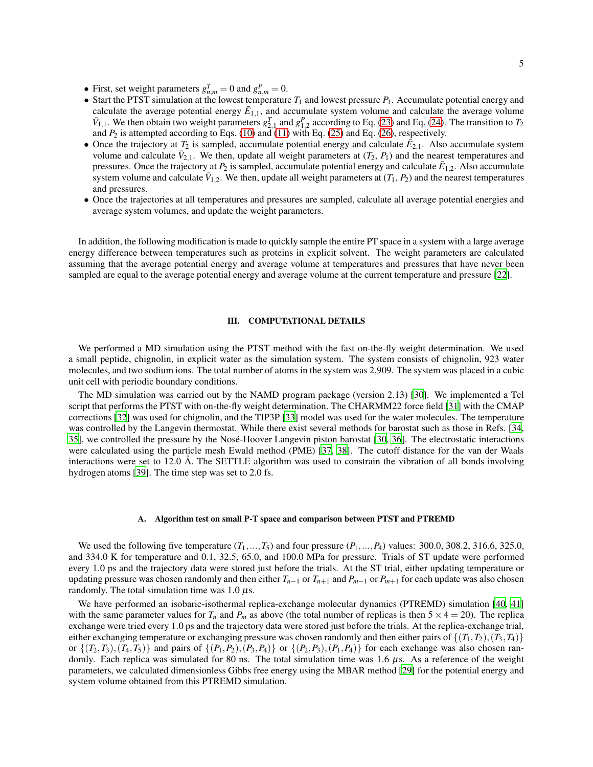- First, set weight parameters $g^T_{n,m} = 0$ and $g^P_{n,m} = 0$.
- Start the PTST simulation at the lowest temperature $T_1$ and lowest pressure $P_1$. Accumulate potential energy and calculate the average potential energy $\bar{E}_{1,1}$, and accumulate system volume and calculate the average volume $\bar{V}_{1,1}$. We then obtain two weight parameters $g^T_{2,1}$ and $g^P_{1,2}$ according to Eq. (23) and Eq. (24). The transition to $T_2$ and $P_2$ is attempted according to Eqs. (10) and (11) with Eq. (25) and Eq. (26), respectively.
- Once the trajectory at $T_2$ is sampled, accumulate potential energy and calculate $\bar{E}_{2,1}$. Also accumulate system volume and calculate $\bar{V}_{2,1}$. We then, update all weight parameters at ($T_2$, $P_1$) and the nearest temperatures and pressures. Once the trajectory at $P_2$ is sampled, accumulate potential energy and calculate $\bar{E}_{1,2}$. Also accumulate system volume and calculate $\bar{V}_{1,2}$. We then, update all weight parameters at ($T_1$, $P_2$) and the nearest temperatures and pressures.
- Once the trajectories at all temperatures and pressures are sampled, calculate all average potential energies and average system volumes, and update the weight parameters.

In addition, the following modification is made to quickly sample the entire PT space in a system with a large average energy difference between temperatures such as proteins in explicit solvent. The weight parameters are calculated assuming that the average potential energy and average volume at temperatures and pressures that have never been sampled are equal to the average potential energy and average volume at the current temperature and pressure [22].

## III. COMPUTATIONAL DETAILS

We performed a MD simulation using the PTST method with the fast on-the-fly weight determination. We used a small peptide, chignolin, in explicit water as the simulation system. The system consists of chignolin, 923 water molecules, and two sodium ions. The total number of atoms in the system was 2,909. The system was placed in a cubic unit cell with periodic boundary conditions.

The MD simulation was carried out by the NAMD program package (version 2.13) [30]. We implemented a Tcl script that performs the PTST with on-the-fly weight determination. The CHARMM22 force field [31] with the CMAP corrections [32] was used for chignolin, and the TIP3P [33] model was used for the water molecules. The temperature was controlled by the Langevin thermostat. While there exist several methods for barostat such as those in Refs. [34, 35], we controlled the pressure by the Nosé-Hoover Langevin piston barostat [30, 36]. The electrostatic interactions were calculated using the particle mesh Ewald method (PME) [37, 38]. The cutoff distance for the van der Waals interactions were set to 12.0 Å. The SETTLE algorithm was used to constrain the vibration of all bonds involving hydrogen atoms [39]. The time step was set to 2.0 fs.

### A. Algorithm test on small P-T space and comparison between PTST and PTREMD

We used the following five temperature ($T_1, ..., T_5$) and four pressure ($P_1, ..., P_4$) values: 300.0, 308.2, 316.6, 325.0, and 334.0 K for temperature and 0.1, 32.5, 65.0, and 100.0 MPa for pressure. Trials of ST update were performed every 1.0 ps and the trajectory data were stored just before the trials. At the ST trial, either updating temperature or updating pressure was chosen randomly and then either $T_{n-1}$ or $T_{n+1}$ and $P_{m-1}$ or $P_{m+1}$ for each update was also chosen randomly. The total simulation time was 1.0 $\mu$s.

We have performed an isobaric-isothermal replica-exchange molecular dynamics (PTREMD) simulation [40, 41] with the same parameter values for $T_n$ and $P_m$ as above (the total number of replicas is then $5 \times 4 = 20$). The replica exchange were tried every 1.0 ps and the trajectory data were stored just before the trials. At the replica-exchange trial, either exchanging temperature or exchanging pressure was chosen randomly and then either pairs of $\{(T_1, T_2), (T_3, T_4)\}$ or $\{(T_2, T_3), (T_4, T_5)\}$ and pairs of $\{(P_1, P_2), (P_3, P_4)\}$ or $\{(P_2, P_3), (P_1, P_4)\}$ for each exchange was also chosen randomly. Each replica was simulated for 80 ns. The total simulation time was 1.6 $\mu$s. As a reference of the weight parameters, we calculated dimensionless Gibbs free energy using the MBAR method [29] for the potential energy and system volume obtained from this PTREMD simulation.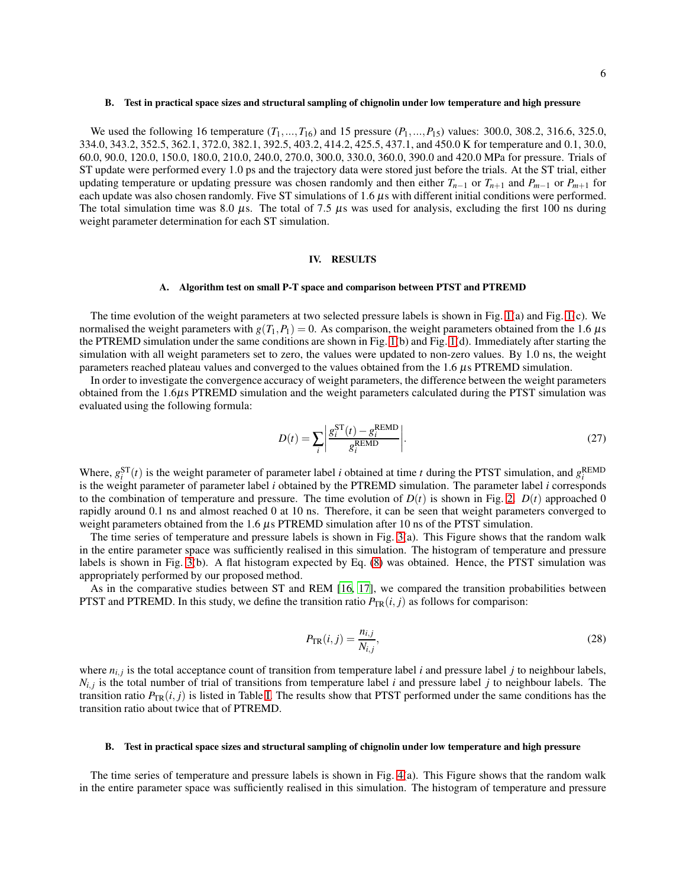### B. Test in practical space sizes and structural sampling of chignolin under low temperature and high pressure

We used the following 16 temperature ($T_1,...,T_{16}$) and 15 pressure ($P_1,...,P_{15}$) values: 300.0, 308.2, 316.6, 325.0, 334.0, 343.2, 352.5, 362.1, 372.0, 382.1, 392.5, 403.2, 414.2, 425.5, 437.1, and 450.0 K for temperature and 0.1, 30.0, 60.0, 90.0, 120.0, 150.0, 180.0, 210.0, 240.0, 270.0, 300.0, 330.0, 360.0, 390.0 and 420.0 MPa for pressure. Trials of ST update were performed every 1.0 ps and the trajectory data were stored just before the trials. At the ST trial, either updating temperature or updating pressure was chosen randomly and then either $T_{n-1}$ or $T_{n+1}$ and $P_{m-1}$ or $P_{m+1}$ for each update was also chosen randomly. Five ST simulations of 1.6 $\mu$s with different initial conditions were performed. The total simulation time was 8.0 $\mu$s. The total of 7.5 $\mu$s was used for analysis, excluding the first 100 ns during weight parameter determination for each ST simulation.

## IV. RESULTS

### A. Algorithm test on small P-T space and comparison between PTST and PTREMD

The time evolution of the weight parameters at two selected pressure labels is shown in Fig. 1(a) and Fig. 1(c). We normalised the weight parameters with $g(T_1,P_1) = 0$. As comparison, the weight parameters obtained from the 1.6 $\mu$s the PTREMD simulation under the same conditions are shown in Fig. 1(b) and Fig. 1(d). Immediately after starting the simulation with all weight parameters set to zero, the values were updated to non-zero values. By 1.0 ns, the weight parameters reached plateau values and converged to the values obtained from the 1.6 $\mu$s PTREMD simulation.

In order to investigate the convergence accuracy of weight parameters, the difference between the weight parameters obtained from the 1.6$\mu$s PTREMD simulation and the weight parameters calculated during the PTST simulation was evaluated using the following formula:

$$D(t) = \sum_i \left| \frac{g_i^{\mathrm{ST}}(t) - g_i^{\mathrm{REMD}}}{g_i^{\mathrm{REMD}}} \right|. \tag{27}$$

Where, $g_i^{\mathrm{ST}}(t)$ is the weight parameter of parameter label $i$ obtained at time $t$ during the PTST simulation, and $g_i^{\mathrm{REMD}}$ is the weight parameter of parameter label $i$ obtained by the PTREMD simulation. The parameter label $i$ corresponds to the combination of temperature and pressure. The time evolution of $D(t)$ is shown in Fig. 2. $D(t)$ approached 0 rapidly around 0.1 ns and almost reached 0 at 10 ns. Therefore, it can be seen that weight parameters converged to weight parameters obtained from the 1.6 $\mu$s PTREMD simulation after 10 ns of the PTST simulation.

The time series of temperature and pressure labels is shown in Fig. 3(a). This Figure shows that the random walk in the entire parameter space was sufficiently realised in this simulation. The histogram of temperature and pressure labels is shown in Fig. 3(b). A flat histogram expected by Eq. (8) was obtained. Hence, the PTST simulation was appropriately performed by our proposed method.

As in the comparative studies between ST and REM [16, 17], we compared the transition probabilities between PTST and PTREMD. In this study, we define the transition ratio $P_{\mathrm{TR}}(i,j)$ as follows for comparison:

$$P_{\mathrm{TR}}(i,j) = \frac{n_{i,j}}{N_{i,j}}, \tag{28}$$

where $n_{i,j}$ is the total acceptance count of transition from temperature label $i$ and pressure label $j$ to neighbour labels, $N_{i,j}$ is the total number of trial of transitions from temperature label $i$ and pressure label $j$ to neighbour labels. The transition ratio $P_{\mathrm{TR}}(i,j)$ is listed in Table I. The results show that PTST performed under the same conditions has the transition ratio about twice that of PTREMD.

### B. Test in practical space sizes and structural sampling of chignolin under low temperature and high pressure

The time series of temperature and pressure labels is shown in Fig. 4(a). This Figure shows that the random walk in the entire parameter space was sufficiently realised in this simulation. The histogram of temperature and pressure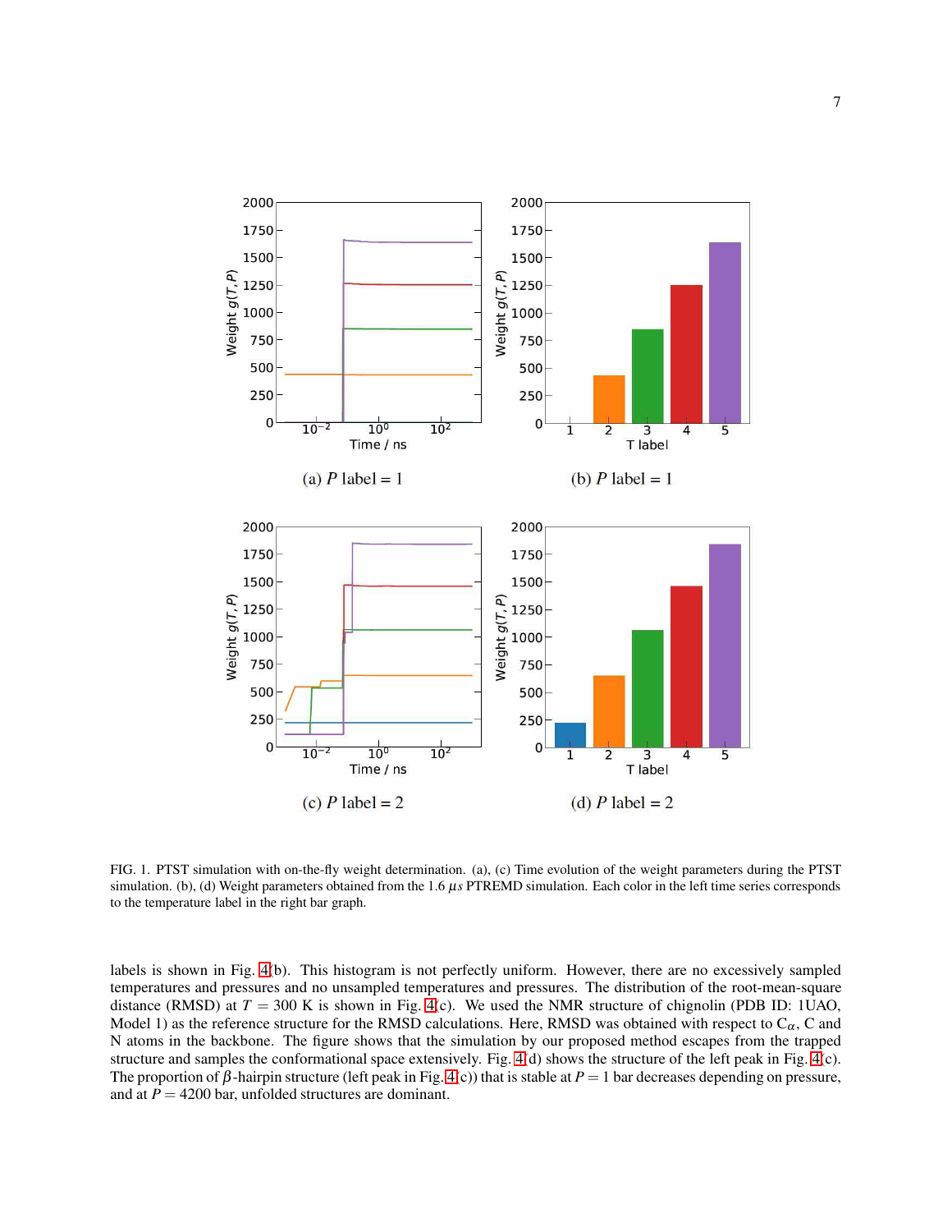(a) $P$ label = 1

(b) $P$ label = 1

(c) $P$ label = 2

(d) $P$ label = 2

FIG. 1. PTST simulation with on-the-fly weight determination. (a), (c) Time evolution of the weight parameters during the PTST simulation. (b), (d) Weight parameters obtained from the 1.6 $\mu s$ PTREMD simulation. Each color in the left time series corresponds to the temperature label in the right bar graph.

labels is shown in Fig. 4(b). This histogram is not perfectly uniform. However, there are no excessively sampled temperatures and pressures and no unsampled temperatures and pressures. The distribution of the root-mean-square distance (RMSD) at $T = 300$ K is shown in Fig. 4(c). We used the NMR structure of chignolin (PDB ID: 1UAO, Model 1) as the reference structure for the RMSD calculations. Here, RMSD was obtained with respect to $C_\alpha$, C and N atoms in the backbone. The figure shows that the simulation by our proposed method escapes from the trapped structure and samples the conformational space extensively. Fig. 4(d) shows the structure of the left peak in Fig. 4(c). The proportion of $\beta$-hairpin structure (left peak in Fig. 4(c)) that is stable at $P = 1$ bar decreases depending on pressure, and at $P = 4200$ bar, unfolded structures are dominant.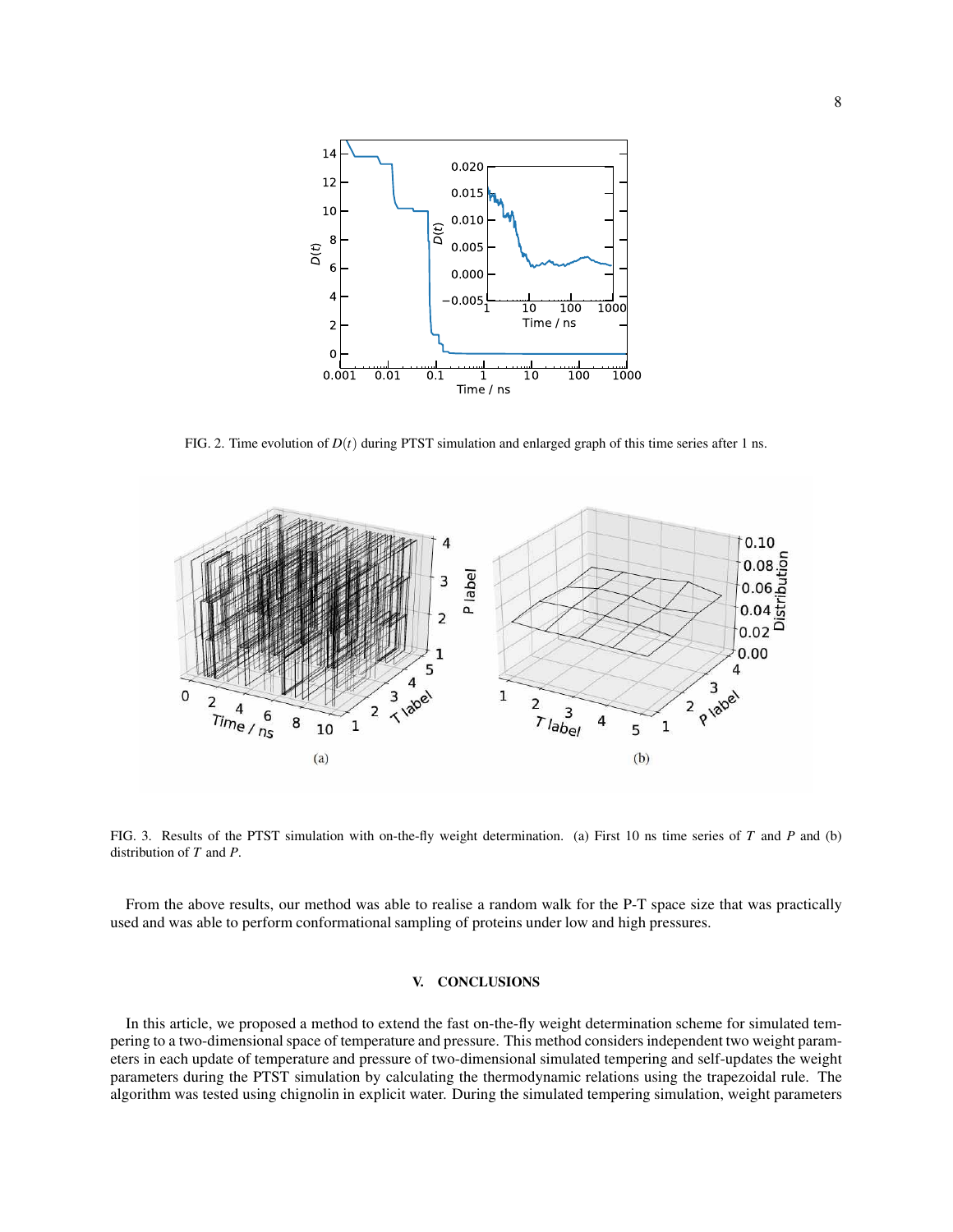FIG. 2. Time evolution of $D(t)$ during PTST simulation and enlarged graph of this time series after 1 ns.

FIG. 3. Results of the PTST simulation with on-the-fly weight determination. (a) First 10 ns time series of $T$ and $P$ and (b) distribution of $T$ and $P$.

From the above results, our method was able to realise a random walk for the P-T space size that was practically used and was able to perform conformational sampling of proteins under low and high pressures.

## V. CONCLUSIONS

In this article, we proposed a method to extend the fast on-the-fly weight determination scheme for simulated tempering to a two-dimensional space of temperature and pressure. This method considers independent two weight parameters in each update of temperature and pressure of two-dimensional simulated tempering and self-updates the weight parameters during the PTST simulation by calculating the thermodynamic relations using the trapezoidal rule. The algorithm was tested using chignolin in explicit water. During the simulated tempering simulation, weight parameters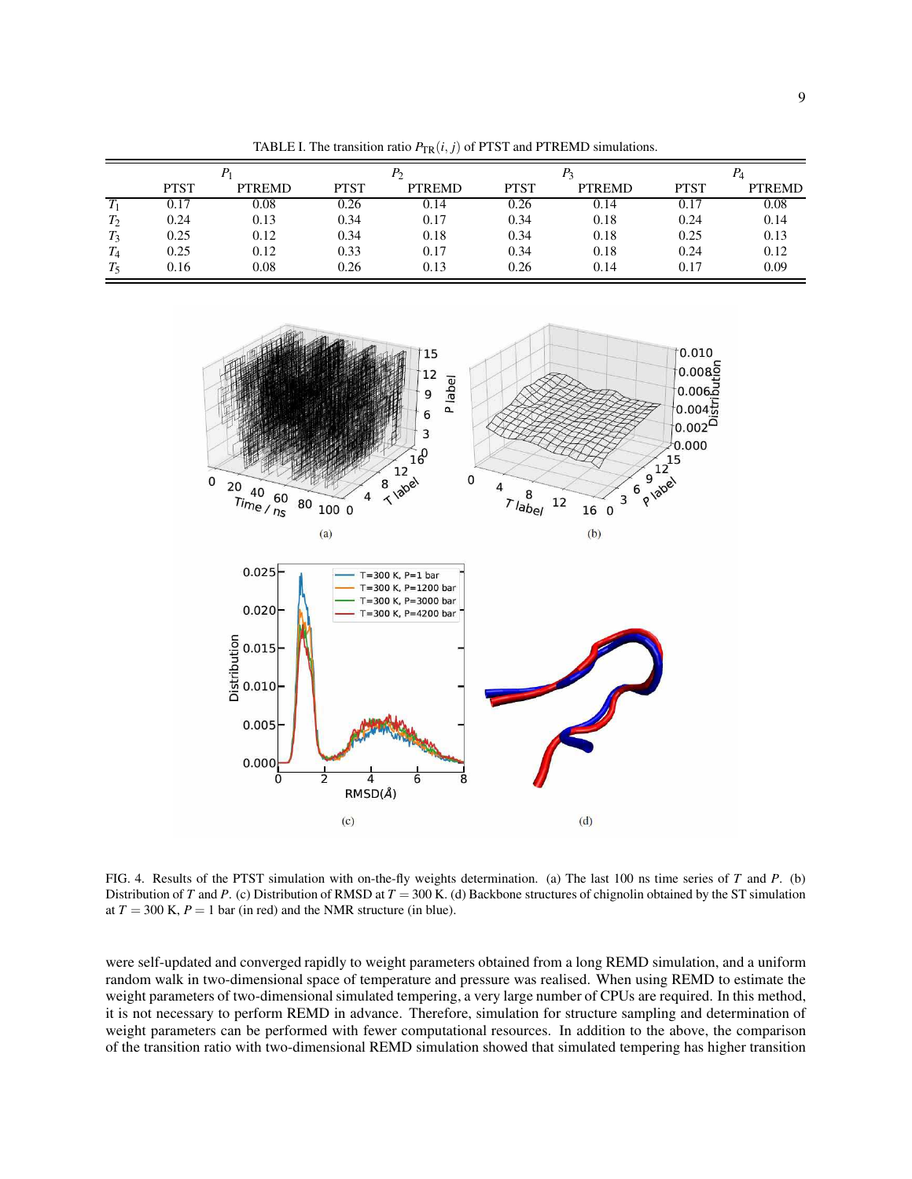TABLE I. The transition ratio $P_{\mathrm{TR}}(i,j)$ of PTST and PTREMD simulations.

| | $P_1$ | | $P_2$ | | $P_3$ | | $P_4$ | |
|---|---|---|---|---|---|---|---|---|
| | PTST | PTREMD | PTST | PTREMD | PTST | PTREMD | PTST | PTREMD |
| $T_1$ | 0.17 | 0.08 | 0.26 | 0.14 | 0.26 | 0.14 | 0.17 | 0.08 |
| $T_2$ | 0.24 | 0.13 | 0.34 | 0.17 | 0.34 | 0.18 | 0.24 | 0.14 |
| $T_3$ | 0.25 | 0.12 | 0.34 | 0.18 | 0.34 | 0.18 | 0.25 | 0.13 |
| $T_4$ | 0.25 | 0.12 | 0.33 | 0.17 | 0.34 | 0.18 | 0.24 | 0.12 |
| $T_5$ | 0.16 | 0.08 | 0.26 | 0.13 | 0.26 | 0.14 | 0.17 | 0.09 |

FIG. 4. Results of the PTST simulation with on-the-fly weights determination. (a) The last 100 ns time series of $T$ and $P$. (b) Distribution of $T$ and $P$. (c) Distribution of RMSD at $T = 300$ K. (d) Backbone structures of chignolin obtained by the ST simulation at $T = 300$ K, $P = 1$ bar (in red) and the NMR structure (in blue).

were self-updated and converged rapidly to weight parameters obtained from a long REMD simulation, and a uniform random walk in two-dimensional space of temperature and pressure was realised. When using REMD to estimate the weight parameters of two-dimensional simulated tempering, a very large number of CPUs are required. In this method, it is not necessary to perform REMD in advance. Therefore, simulation for structure sampling and determination of weight parameters can be performed with fewer computational resources. In addition to the above, the comparison of the transition ratio with two-dimensional REMD simulation showed that simulated tempering has higher transition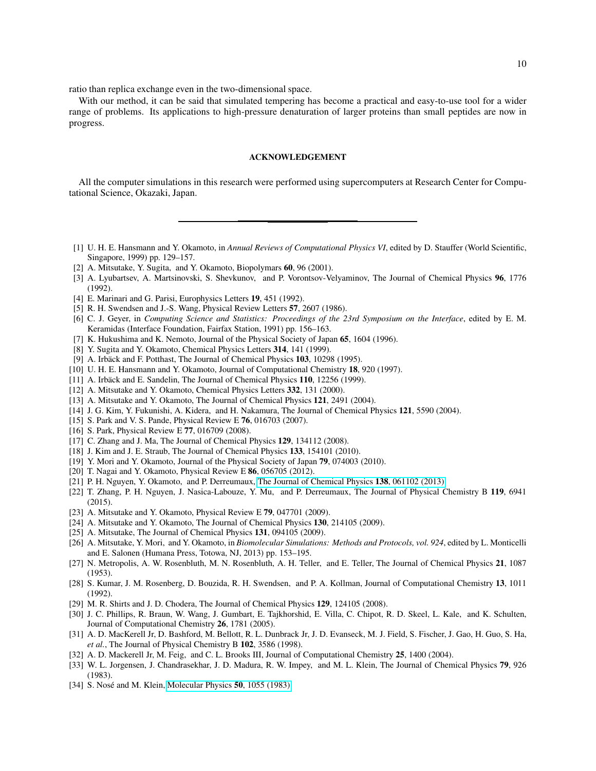ratio than replica exchange even in the two-dimensional space.

With our method, it can be said that simulated tempering has become a practical and easy-to-use tool for a wider range of problems. Its applications to high-pressure denaturation of larger proteins than small peptides are now in progress.

## ACKNOWLEDGEMENT

All the computer simulations in this research were performed using supercomputers at Research Center for Computational Science, Okazaki, Japan.

---

[1] U. H. E. Hansmann and Y. Okamoto, in *Annual Reviews of Computational Physics VI*, edited by D. Stauffer (World Scientific, Singapore, 1999) pp. 129–157.
[2] A. Mitsutake, Y. Sugita, and Y. Okamoto, Biopolymars **60**, 96 (2001).
[3] A. Lyubartsev, A. Martsinovski, S. Shevkunov, and P. Vorontsov-Velyaminov, The Journal of Chemical Physics **96**, 1776 (1992).
[4] E. Marinari and G. Parisi, Europhysics Letters **19**, 451 (1992).
[5] R. H. Swendsen and J.-S. Wang, Physical Review Letters **57**, 2607 (1986).
[6] C. J. Geyer, in *Computing Science and Statistics: Proceedings of the 23rd Symposium on the Interface*, edited by E. M. Keramidas (Interface Foundation, Fairfax Station, 1991) pp. 156–163.
[7] K. Hukushima and K. Nemoto, Journal of the Physical Society of Japan **65**, 1604 (1996).
[8] Y. Sugita and Y. Okamoto, Chemical Physics Letters **314**, 141 (1999).
[9] A. Irbäck and F. Potthast, The Journal of Chemical Physics **103**, 10298 (1995).
[10] U. H. E. Hansmann and Y. Okamoto, Journal of Computational Chemistry **18**, 920 (1997).
[11] A. Irbäck and E. Sandelin, The Journal of Chemical Physics **110**, 12256 (1999).
[12] A. Mitsutake and Y. Okamoto, Chemical Physics Letters **332**, 131 (2000).
[13] A. Mitsutake and Y. Okamoto, The Journal of Chemical Physics **121**, 2491 (2004).
[14] J. G. Kim, Y. Fukunishi, A. Kidera, and H. Nakamura, The Journal of Chemical Physics **121**, 5590 (2004).
[15] S. Park and V. S. Pande, Physical Review E **76**, 016703 (2007).
[16] S. Park, Physical Review E **77**, 016709 (2008).
[17] C. Zhang and J. Ma, The Journal of Chemical Physics **129**, 134112 (2008).
[18] J. Kim and J. E. Straub, The Journal of Chemical Physics **133**, 154101 (2010).
[19] Y. Mori and Y. Okamoto, Journal of the Physical Society of Japan **79**, 074003 (2010).
[20] T. Nagai and Y. Okamoto, Physical Review E **86**, 056705 (2012).
[21] P. H. Nguyen, Y. Okamoto, and P. Derreumaux, The Journal of Chemical Physics **138**, 061102 (2013).
[22] T. Zhang, P. H. Nguyen, J. Nasica-Labouze, Y. Mu, and P. Derreumaux, The Journal of Physical Chemistry B **119**, 6941 (2015).
[23] A. Mitsutake and Y. Okamoto, Physical Review E **79**, 047701 (2009).
[24] A. Mitsutake and Y. Okamoto, The Journal of Chemical Physics **130**, 214105 (2009).
[25] A. Mitsutake, The Journal of Chemical Physics **131**, 094105 (2009).
[26] A. Mitsutake, Y. Mori, and Y. Okamoto, in *Biomolecular Simulations: Methods and Protocols, vol. 924*, edited by L. Monticelli and E. Salonen (Humana Press, Totowa, NJ, 2013) pp. 153–195.
[27] N. Metropolis, A. W. Rosenbluth, M. N. Rosenbluth, A. H. Teller, and E. Teller, The Journal of Chemical Physics **21**, 1087 (1953).
[28] S. Kumar, J. M. Rosenberg, D. Bouzida, R. H. Swendsen, and P. A. Kollman, Journal of Computational Chemistry **13**, 1011 (1992).
[29] M. R. Shirts and J. D. Chodera, The Journal of Chemical Physics **129**, 124105 (2008).
[30] J. C. Phillips, R. Braun, W. Wang, J. Gumbart, E. Tajkhorshid, E. Villa, C. Chipot, R. D. Skeel, L. Kale, and K. Schulten, Journal of Computational Chemistry **26**, 1781 (2005).
[31] A. D. MacKerell Jr, D. Bashford, M. Bellott, R. L. Dunbrack Jr, J. D. Evanseck, M. J. Field, S. Fischer, J. Gao, H. Guo, S. Ha, *et al.*, The Journal of Physical Chemistry B **102**, 3586 (1998).
[32] A. D. Mackerell Jr, M. Feig, and C. L. Brooks III, Journal of Computational Chemistry **25**, 1400 (2004).
[33] W. L. Jorgensen, J. Chandrasekhar, J. D. Madura, R. W. Impey, and M. L. Klein, The Journal of Chemical Physics **79**, 926 (1983).
[34] S. Nosé and M. Klein, Molecular Physics **50**, 1055 (1983).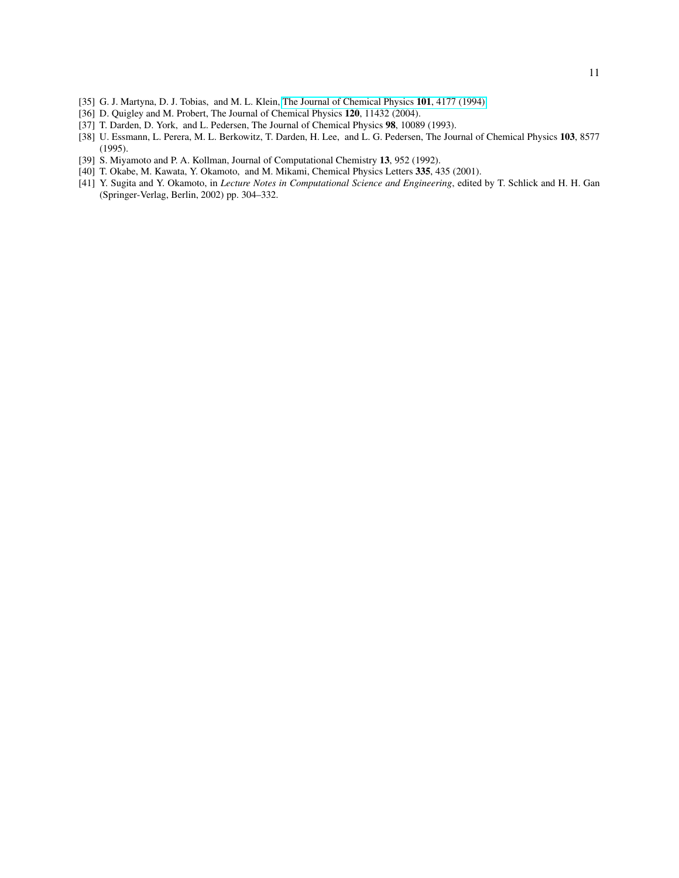[35] G. J. Martyna, D. J. Tobias, and M. L. Klein, The Journal of Chemical Physics **101**, 4177 (1994).
[36] D. Quigley and M. Probert, The Journal of Chemical Physics **120**, 11432 (2004).
[37] T. Darden, D. York, and L. Pedersen, The Journal of Chemical Physics **98**, 10089 (1993).
[38] U. Essmann, L. Perera, M. L. Berkowitz, T. Darden, H. Lee, and L. G. Pedersen, The Journal of Chemical Physics **103**, 8577 (1995).
[39] S. Miyamoto and P. A. Kollman, Journal of Computational Chemistry **13**, 952 (1992).
[40] T. Okabe, M. Kawata, Y. Okamoto, and M. Mikami, Chemical Physics Letters **335**, 435 (2001).
[41] Y. Sugita and Y. Okamoto, in *Lecture Notes in Computational Science and Engineering*, edited by T. Schlick and H. H. Gan (Springer-Verlag, Berlin, 2002) pp. 304–332.